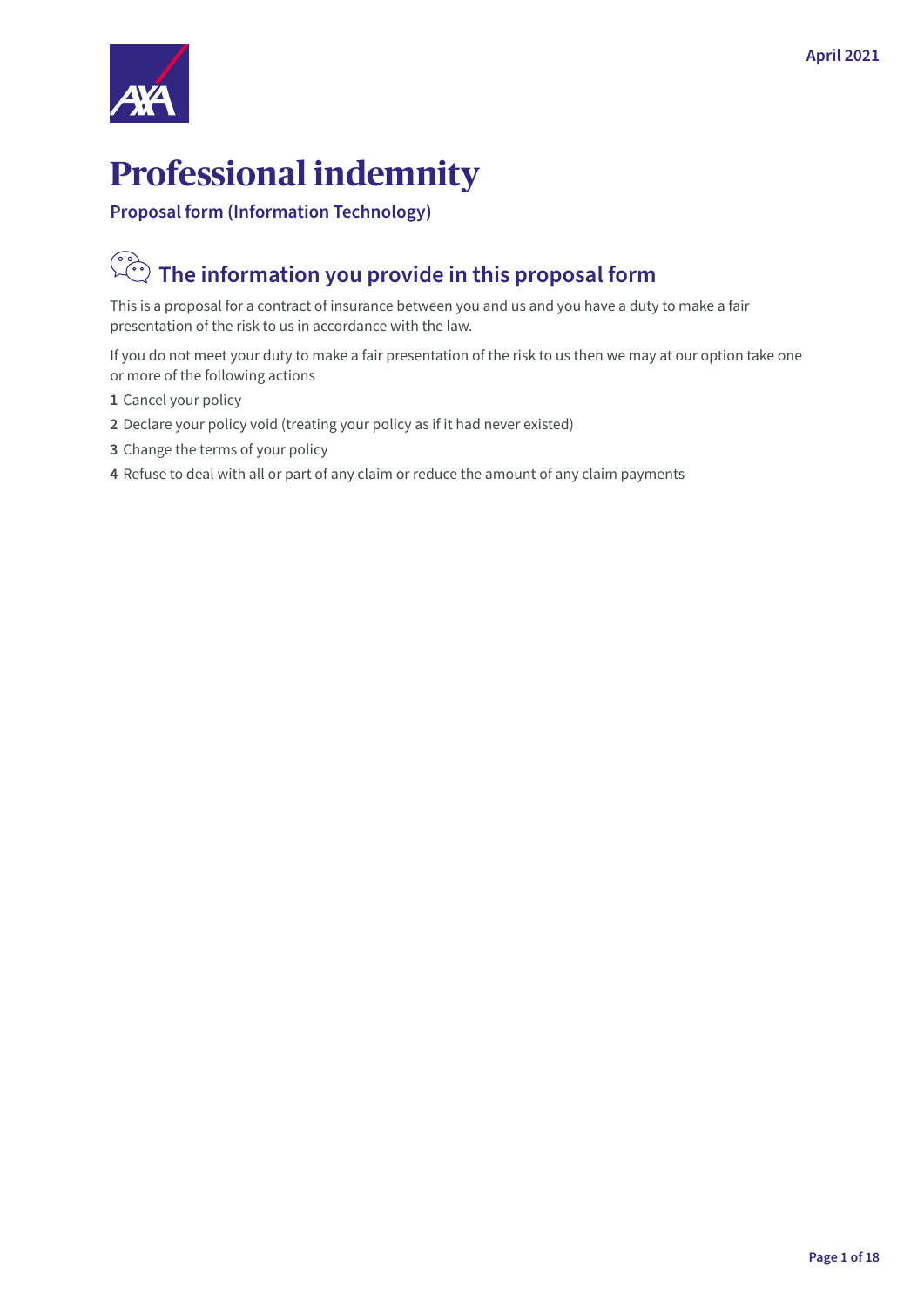April 2021

# Professional indemnity

**Proposal form (Information Technology)**

## The information you provide in this proposal form

This is a proposal for a contract of insurance between you and us and you have a duty to make a fair presentation of the risk to us in accordance with the law.

If you do not meet your duty to make a fair presentation of the risk to us then we may at our option take one or more of the following actions

1. Cancel your policy
2. Declare your policy void (treating your policy as if it had never existed)
3. Change the terms of your policy
4. Refuse to deal with all or part of any claim or reduce the amount of any claim payments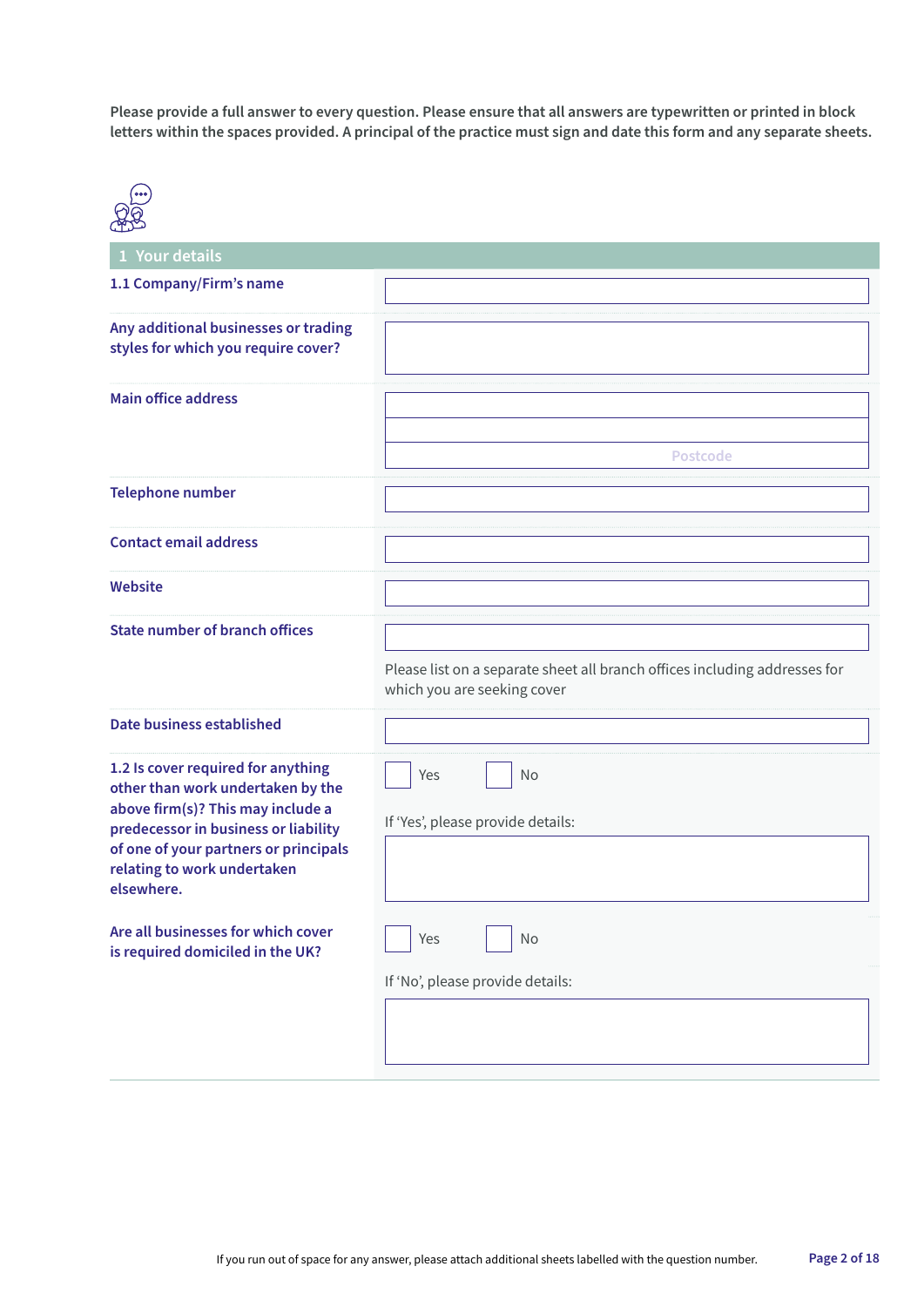**Please provide a full answer to every question. Please ensure that all answers are typewritten or printed in block letters within the spaces provided. A principal of the practice must sign and date this form and any separate sheets.**

## 1 Your details

| | |
|---|---|
| **1.1 Company/Firm's name** | |
| **Any additional businesses or trading styles for which you require cover?** | |
| **Main office address** | Postcode |
| **Telephone number** | |
| **Contact email address** | |
| **Website** | |
| **State number of branch offices** | Please list on a separate sheet all branch offices including addresses for which you are seeking cover |
| **Date business established** | |
| **1.2 Is cover required for anything other than work undertaken by the above firm(s)? This may include a predecessor in business or liability of one of your partners or principals relating to work undertaken elsewhere.** | ☐ Yes ☐ No<br>If 'Yes', please provide details: |
| **Are all businesses for which cover is required domiciled in the UK?** | ☐ Yes ☐ No<br>If 'No', please provide details: |

If you run out of space for any answer, please attach additional sheets labelled with the question number.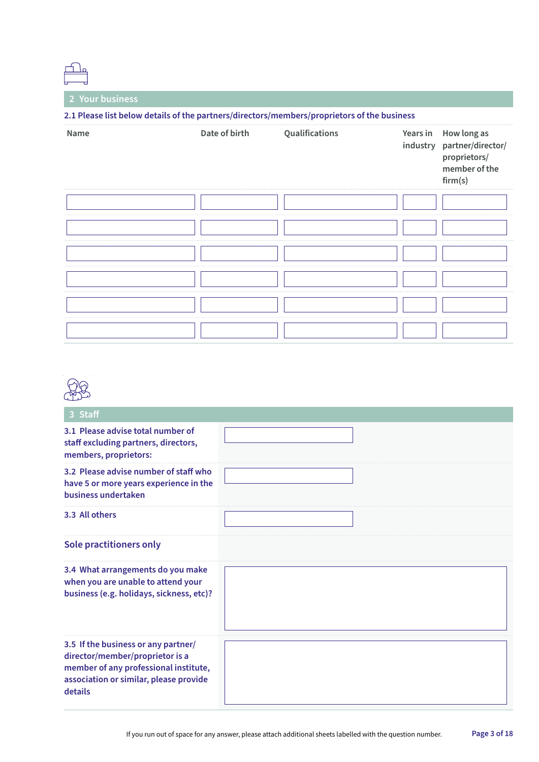## 2 Your business

**2.1 Please list below details of the partners/directors/members/proprietors of the business**

| Name | Date of birth | Qualifications | Years in industry | How long as partner/director/ proprietors/ member of the firm(s) |
|---|---|---|---|---|
| | | | | |
| | | | | |
| | | | | |
| | | | | |
| | | | | |
| | | | | |

## 3 Staff

**3.1 Please advise total number of staff excluding partners, directors, members, proprietors:**

**3.2 Please advise number of staff who have 5 or more years experience in the business undertaken**

**3.3 All others**

### Sole practitioners only

**3.4 What arrangements do you make when you are unable to attend your business (e.g. holidays, sickness, etc)?**

**3.5 If the business or any partner/ director/member/proprietor is a member of any professional institute, association or similar, please provide details**

If you run out of space for any answer, please attach additional sheets labelled with the question number.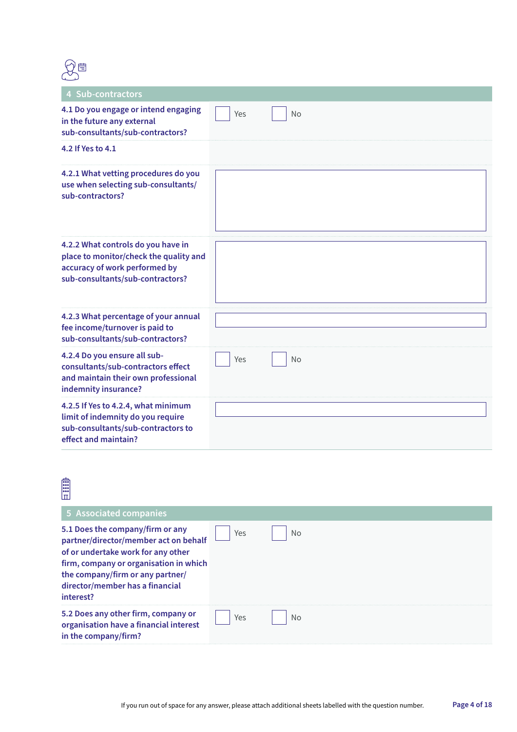## 4 Sub-contractors

| Question | Response |
| --- | --- |
| 4.1 Do you engage or intend engaging in the future any external sub-consultants/sub-contractors? | ☐ Yes ☐ No |
| 4.2 If Yes to 4.1 | |
| 4.2.1 What vetting procedures do you use when selecting sub-consultants/ sub-contractors? | |
| 4.2.2 What controls do you have in place to monitor/check the quality and accuracy of work performed by sub-consultants/sub-contractors? | |
| 4.2.3 What percentage of your annual fee income/turnover is paid to sub-consultants/sub-contractors? | |
| 4.2.4 Do you ensure all sub-consultants/sub-contractors effect and maintain their own professional indemnity insurance? | ☐ Yes ☐ No |
| 4.2.5 If Yes to 4.2.4, what minimum limit of indemnity do you require sub-consultants/sub-contractors to effect and maintain? | |

## 5 Associated companies

| Question | Response |
| --- | --- |
| 5.1 Does the company/firm or any partner/director/member act on behalf of or undertake work for any other firm, company or organisation in which the company/firm or any partner/ director/member has a financial interest? | ☐ Yes ☐ No |
| 5.2 Does any other firm, company or organisation have a financial interest in the company/firm? | ☐ Yes ☐ No |

If you run out of space for any answer, please attach additional sheets labelled with the question number.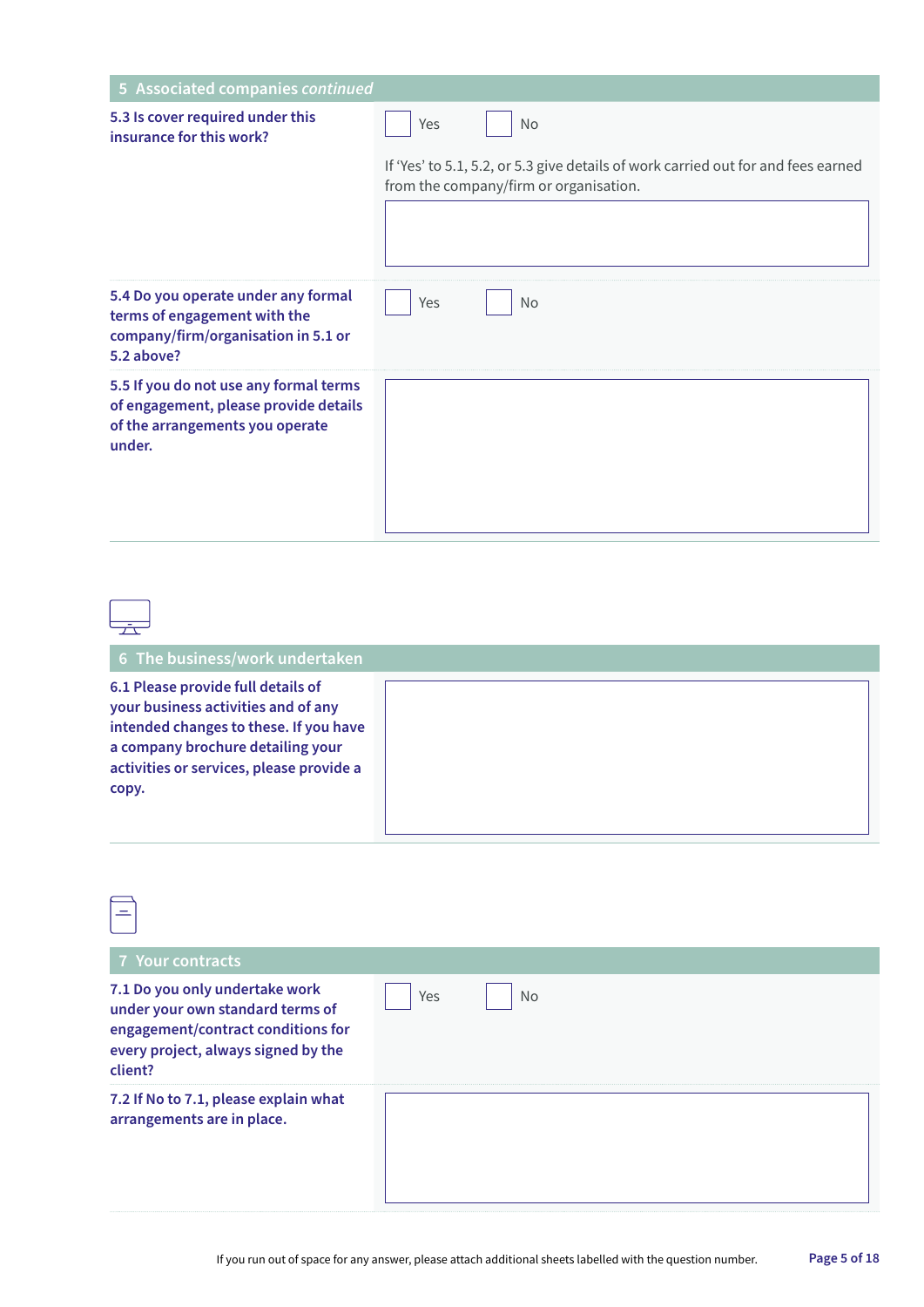## 5 Associated companies *continued*

**5.3 Is cover required under this insurance for this work?**

☐ Yes ☐ No

If 'Yes' to 5.1, 5.2, or 5.3 give details of work carried out for and fees earned from the company/firm or organisation.

**5.4 Do you operate under any formal terms of engagement with the company/firm/organisation in 5.1 or 5.2 above?**

☐ Yes ☐ No

**5.5 If you do not use any formal terms of engagement, please provide details of the arrangements you operate under.**

## 6 The business/work undertaken

**6.1 Please provide full details of your business activities and of any intended changes to these. If you have a company brochure detailing your activities or services, please provide a copy.**

## 7 Your contracts

**7.1 Do you only undertake work under your own standard terms of engagement/contract conditions for every project, always signed by the client?**

☐ Yes ☐ No

**7.2 If No to 7.1, please explain what arrangements are in place.**

If you run out of space for any answer, please attach additional sheets labelled with the question number.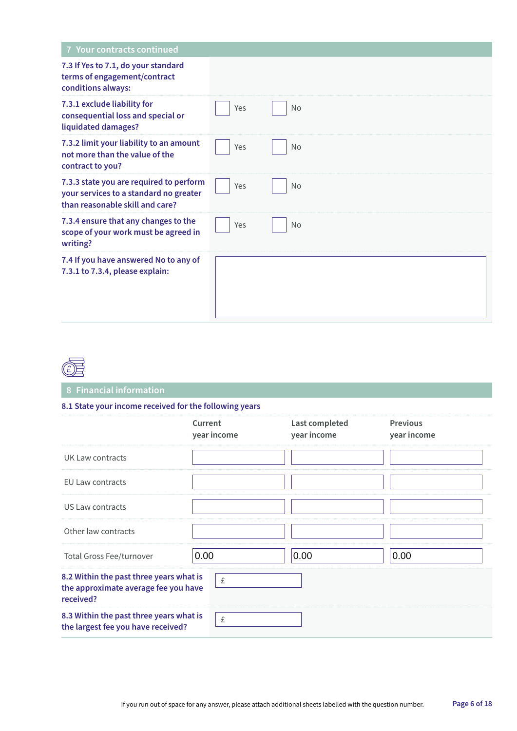## 7 Your contracts continued

**7.3 If Yes to 7.1, do your standard terms of engagement/contract conditions always:**

**7.3.1 exclude liability for consequential loss and special or liquidated damages?**

☐ Yes ☐ No

**7.3.2 limit your liability to an amount not more than the value of the contract to you?**

☐ Yes ☐ No

**7.3.3 state you are required to perform your services to a standard no greater than reasonable skill and care?**

☐ Yes ☐ No

**7.3.4 ensure that any changes to the scope of your work must be agreed in writing?**

☐ Yes ☐ No

**7.4 If you have answered No to any of 7.3.1 to 7.3.4, please explain:**

## 8 Financial information

**8.1 State your income received for the following years**

| | Current year income | Last completed year income | Previous year income |
|---|---|---|---|
| UK Law contracts | | | |
| EU Law contracts | | | |
| US Law contracts | | | |
| Other law contracts | | | |
| Total Gross Fee/turnover | 0.00 | 0.00 | 0.00 |

**8.2 Within the past three years what is the approximate average fee you have received?**

£

**8.3 Within the past three years what is the largest fee you have received?**

£

If you run out of space for any answer, please attach additional sheets labelled with the question number.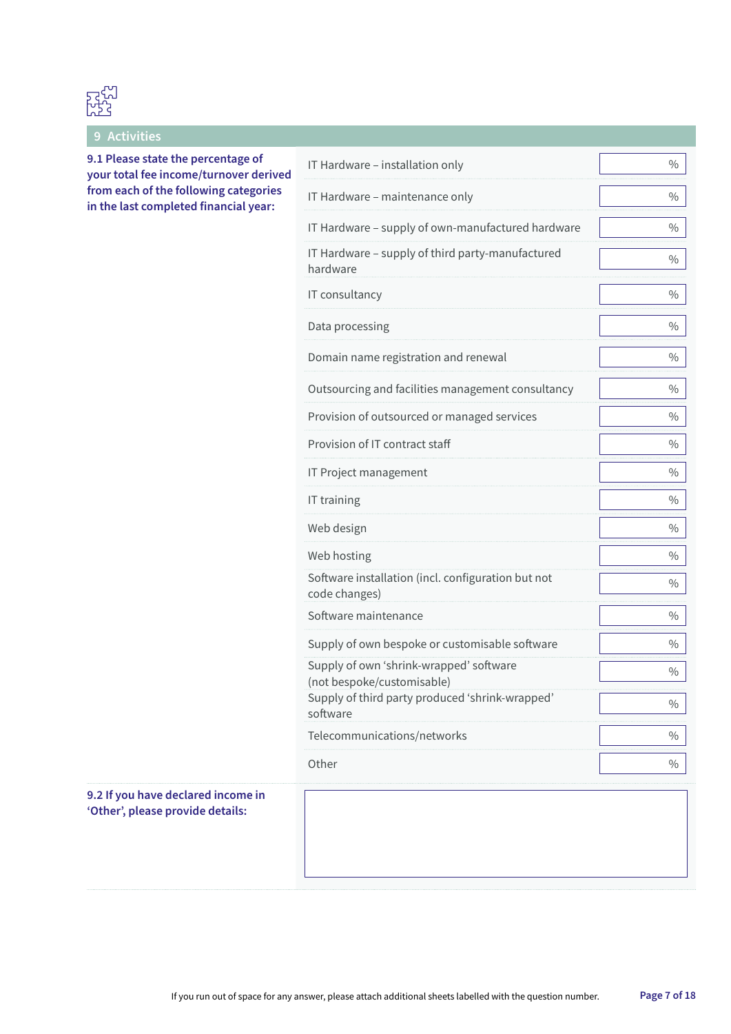## 9 Activities

**9.1 Please state the percentage of your total fee income/turnover derived from each of the following categories in the last completed financial year:**

| Category | % |
|---|---|
| IT Hardware – installation only | % |
| IT Hardware – maintenance only | % |
| IT Hardware – supply of own-manufactured hardware | % |
| IT Hardware – supply of third party-manufactured hardware | % |
| IT consultancy | % |
| Data processing | % |
| Domain name registration and renewal | % |
| Outsourcing and facilities management consultancy | % |
| Provision of outsourced or managed services | % |
| Provision of IT contract staff | % |
| IT Project management | % |
| IT training | % |
| Web design | % |
| Web hosting | % |
| Software installation (incl. configuration but not code changes) | % |
| Software maintenance | % |
| Supply of own bespoke or customisable software | % |
| Supply of own 'shrink-wrapped' software (not bespoke/customisable) | % |
| Supply of third party produced 'shrink-wrapped' software | % |
| Telecommunications/networks | % |
| Other | % |

**9.2 If you have declared income in 'Other', please provide details:**

If you run out of space for any answer, please attach additional sheets labelled with the question number.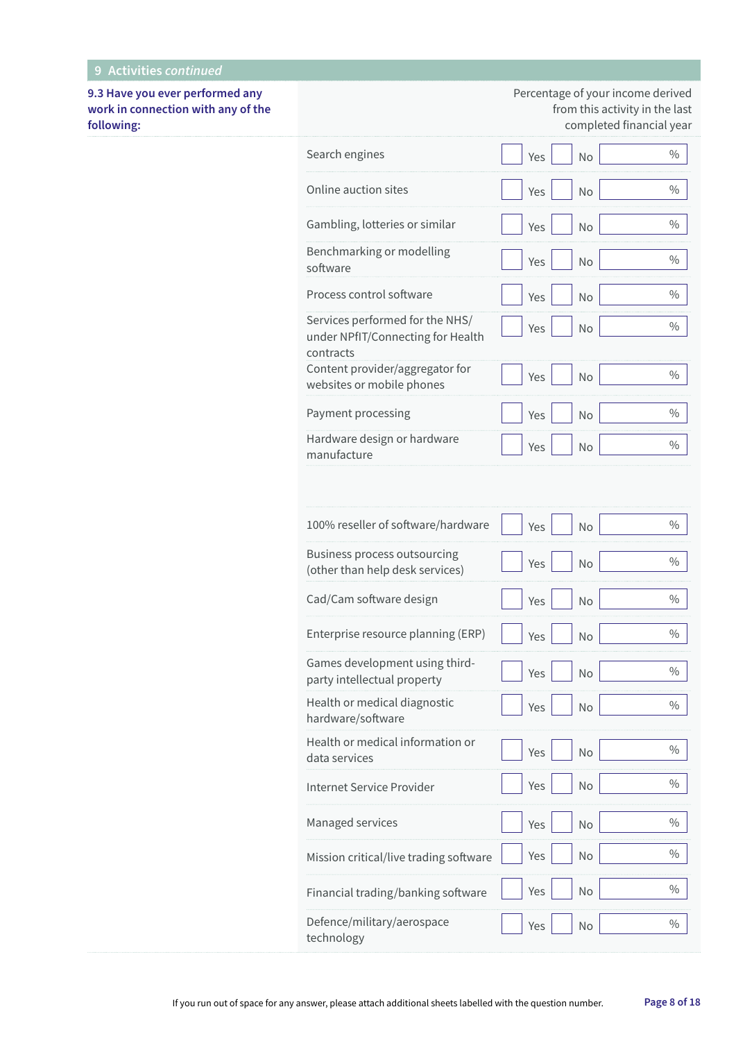## 9 Activities *continued*

**9.3 Have you ever performed any work in connection with any of the following:**

| Activity | Yes | No | Percentage of your income derived from this activity in the last completed financial year |
|---|---|---|---|
| Search engines | ☐ Yes | ☐ No | % |
| Online auction sites | ☐ Yes | ☐ No | % |
| Gambling, lotteries or similar | ☐ Yes | ☐ No | % |
| Benchmarking or modelling software | ☐ Yes | ☐ No | % |
| Process control software | ☐ Yes | ☐ No | % |
| Services performed for the NHS/ under NPfIT/Connecting for Health contracts | ☐ Yes | ☐ No | % |
| Content provider/aggregator for websites or mobile phones | ☐ Yes | ☐ No | % |
| Payment processing | ☐ Yes | ☐ No | % |
| Hardware design or hardware manufacture | ☐ Yes | ☐ No | % |
| 100% reseller of software/hardware | ☐ Yes | ☐ No | % |
| Business process outsourcing (other than help desk services) | ☐ Yes | ☐ No | % |
| Cad/Cam software design | ☐ Yes | ☐ No | % |
| Enterprise resource planning (ERP) | ☐ Yes | ☐ No | % |
| Games development using third-party intellectual property | ☐ Yes | ☐ No | % |
| Health or medical diagnostic hardware/software | ☐ Yes | ☐ No | % |
| Health or medical information or data services | ☐ Yes | ☐ No | % |
| Internet Service Provider | ☐ Yes | ☐ No | % |
| Managed services | ☐ Yes | ☐ No | % |
| Mission critical/live trading software | ☐ Yes | ☐ No | % |
| Financial trading/banking software | ☐ Yes | ☐ No | % |
| Defence/military/aerospace technology | ☐ Yes | ☐ No | % |

If you run out of space for any answer, please attach additional sheets labelled with the question number.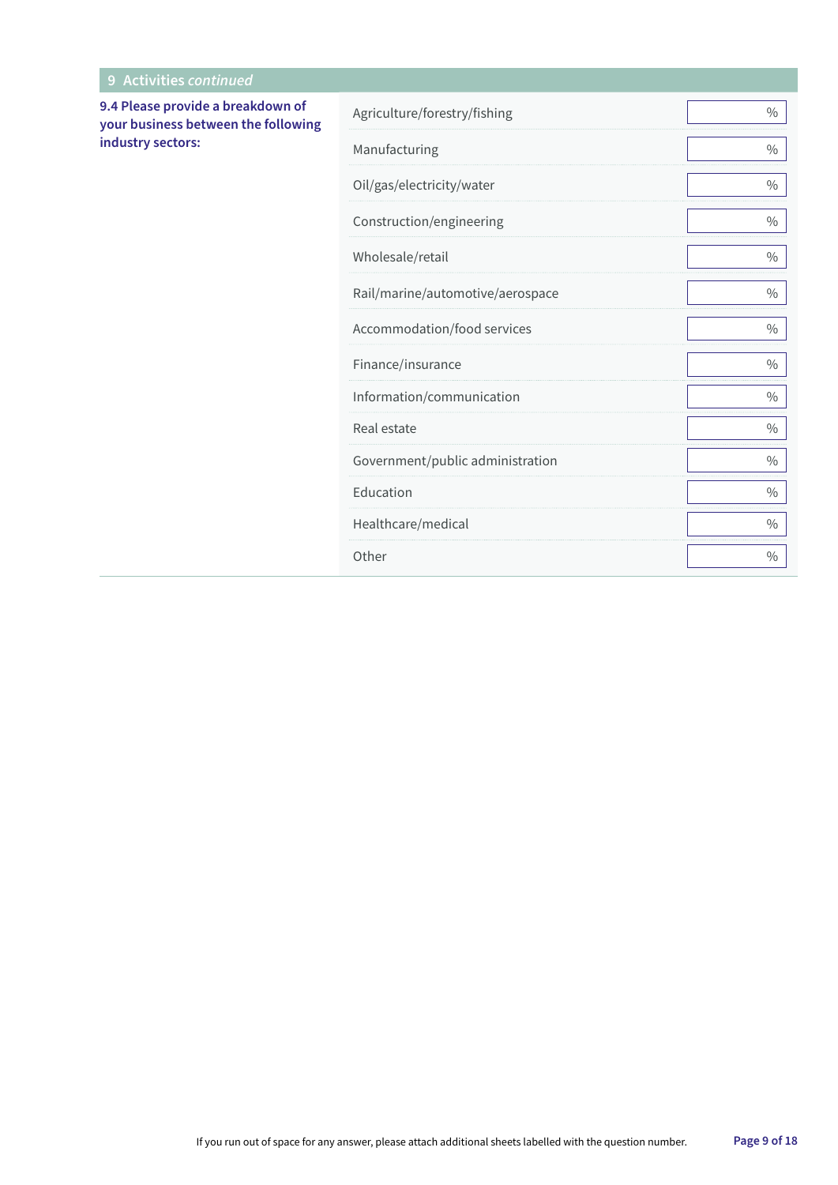## 9 Activities *continued*

**9.4 Please provide a breakdown of your business between the following industry sectors:**

| Sector | % |
|---|---|
| Agriculture/forestry/fishing | % |
| Manufacturing | % |
| Oil/gas/electricity/water | % |
| Construction/engineering | % |
| Wholesale/retail | % |
| Rail/marine/automotive/aerospace | % |
| Accommodation/food services | % |
| Finance/insurance | % |
| Information/communication | % |
| Real estate | % |
| Government/public administration | % |
| Education | % |
| Healthcare/medical | % |
| Other | % |

If you run out of space for any answer, please attach additional sheets labelled with the question number.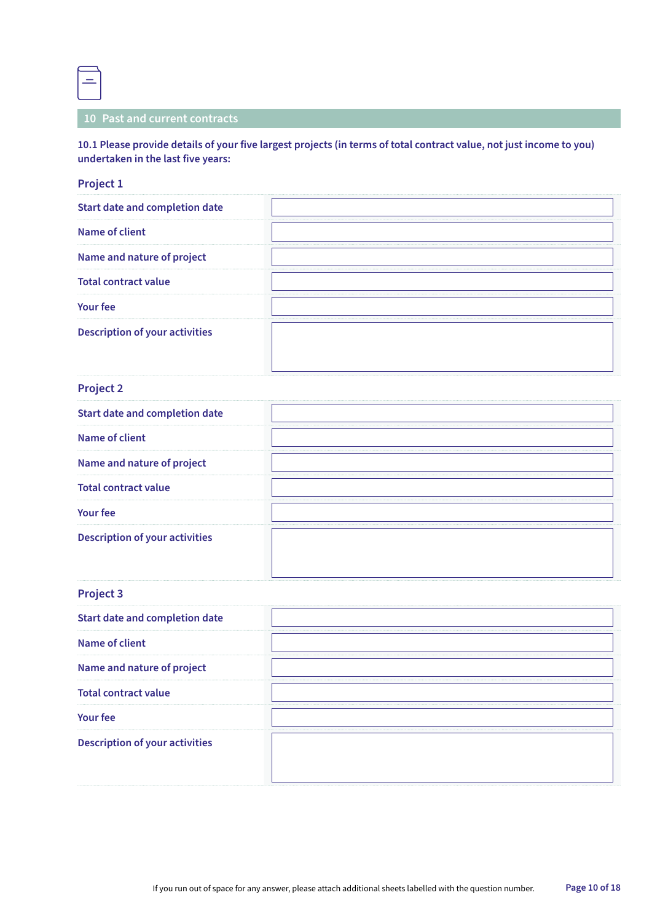## 10 Past and current contracts

**10.1 Please provide details of your five largest projects (in terms of total contract value, not just income to you) undertaken in the last five years:**

### Project 1

| | |
|---|---|
| Start date and completion date | |
| Name of client | |
| Name and nature of project | |
| Total contract value | |
| Your fee | |
| Description of your activities | |

### Project 2

| | |
|---|---|
| Start date and completion date | |
| Name of client | |
| Name and nature of project | |
| Total contract value | |
| Your fee | |
| Description of your activities | |

### Project 3

| | |
|---|---|
| Start date and completion date | |
| Name of client | |
| Name and nature of project | |
| Total contract value | |
| Your fee | |
| Description of your activities | |

If you run out of space for any answer, please attach additional sheets labelled with the question number.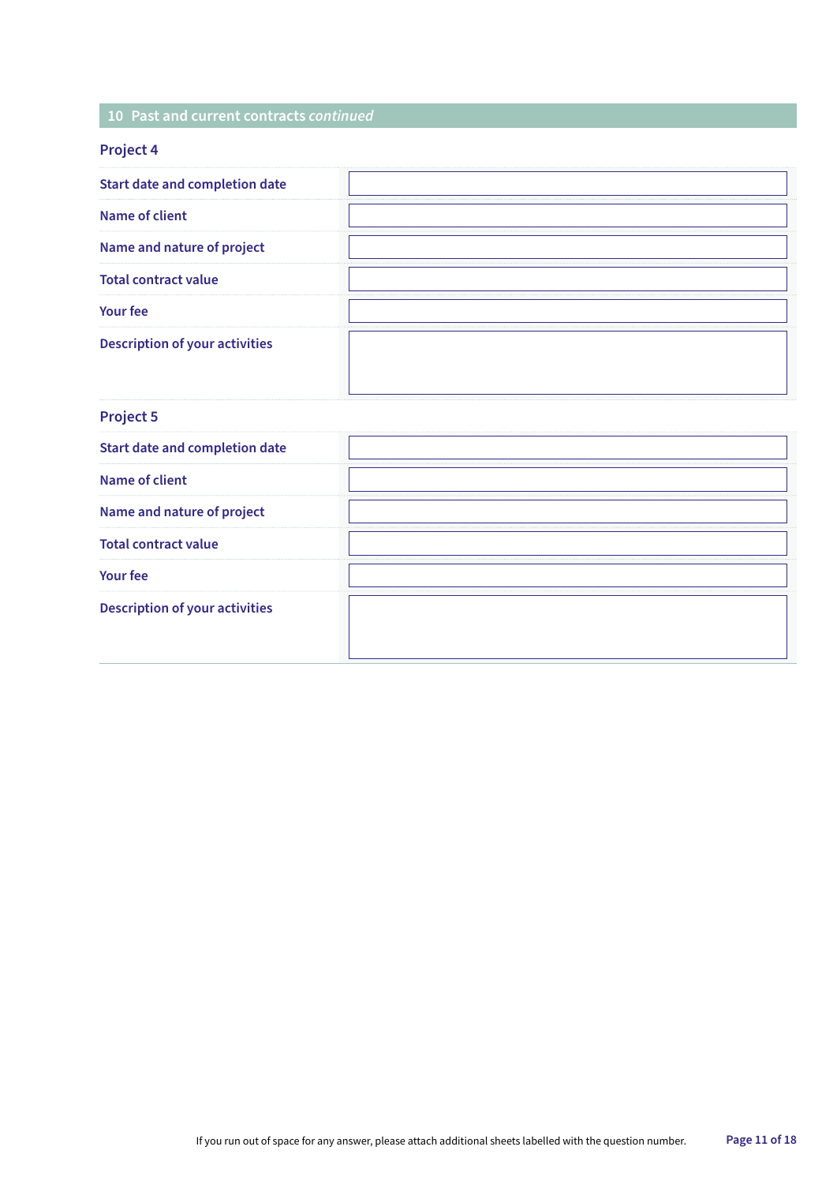## 10 Past and current contracts *continued*

### Project 4

| | |
|---|---|
| Start date and completion date | |
| Name of client | |
| Name and nature of project | |
| Total contract value | |
| Your fee | |
| Description of your activities | |

### Project 5

| | |
|---|---|
| Start date and completion date | |
| Name of client | |
| Name and nature of project | |
| Total contract value | |
| Your fee | |
| Description of your activities | |

If you run out of space for any answer, please attach additional sheets labelled with the question number.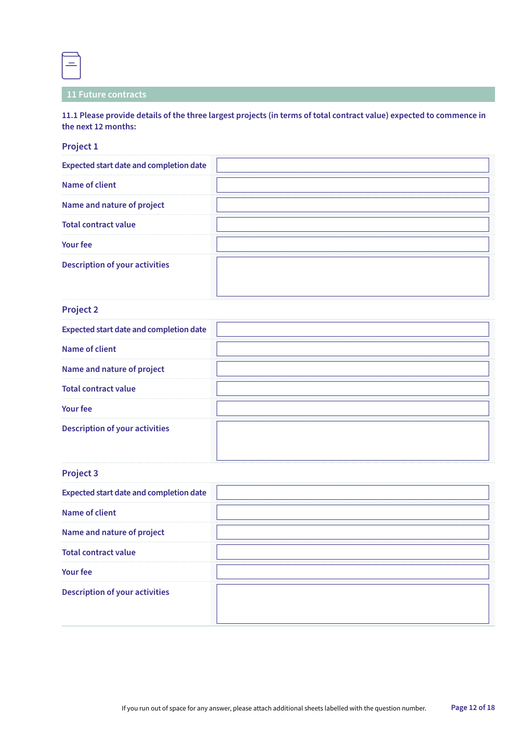## 11 Future contracts

**11.1 Please provide details of the three largest projects (in terms of total contract value) expected to commence in the next 12 months:**

### Project 1

| | |
|---|---|
| Expected start date and completion date | |
| Name of client | |
| Name and nature of project | |
| Total contract value | |
| Your fee | |
| Description of your activities | |

### Project 2

| | |
|---|---|
| Expected start date and completion date | |
| Name of client | |
| Name and nature of project | |
| Total contract value | |
| Your fee | |
| Description of your activities | |

### Project 3

| | |
|---|---|
| Expected start date and completion date | |
| Name of client | |
| Name and nature of project | |
| Total contract value | |
| Your fee | |
| Description of your activities | |

If you run out of space for any answer, please attach additional sheets labelled with the question number.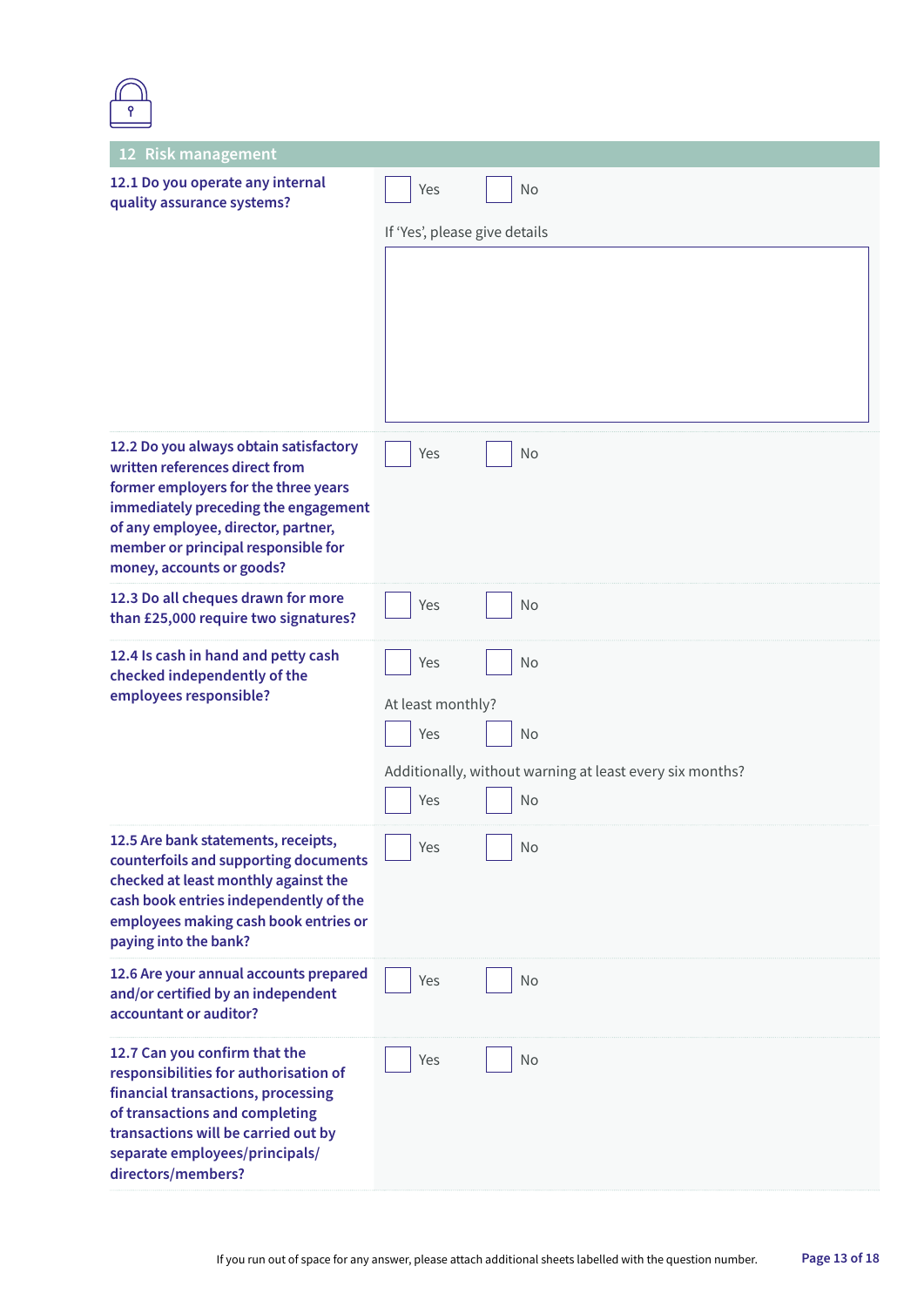## 12 Risk management

**12.1 Do you operate any internal quality assurance systems?**

☐ Yes ☐ No

If 'Yes', please give details

**12.2 Do you always obtain satisfactory written references direct from former employers for the three years immediately preceding the engagement of any employee, director, partner, member or principal responsible for money, accounts or goods?**

☐ Yes ☐ No

**12.3 Do all cheques drawn for more than £25,000 require two signatures?**

☐ Yes ☐ No

**12.4 Is cash in hand and petty cash checked independently of the employees responsible?**

☐ Yes ☐ No

At least monthly?

☐ Yes ☐ No

Additionally, without warning at least every six months?

☐ Yes ☐ No

**12.5 Are bank statements, receipts, counterfoils and supporting documents checked at least monthly against the cash book entries independently of the employees making cash book entries or paying into the bank?**

☐ Yes ☐ No

**12.6 Are your annual accounts prepared and/or certified by an independent accountant or auditor?**

☐ Yes ☐ No

**12.7 Can you confirm that the responsibilities for authorisation of financial transactions, processing of transactions and completing transactions will be carried out by separate employees/principals/directors/members?**

☐ Yes ☐ No

If you run out of space for any answer, please attach additional sheets labelled with the question number.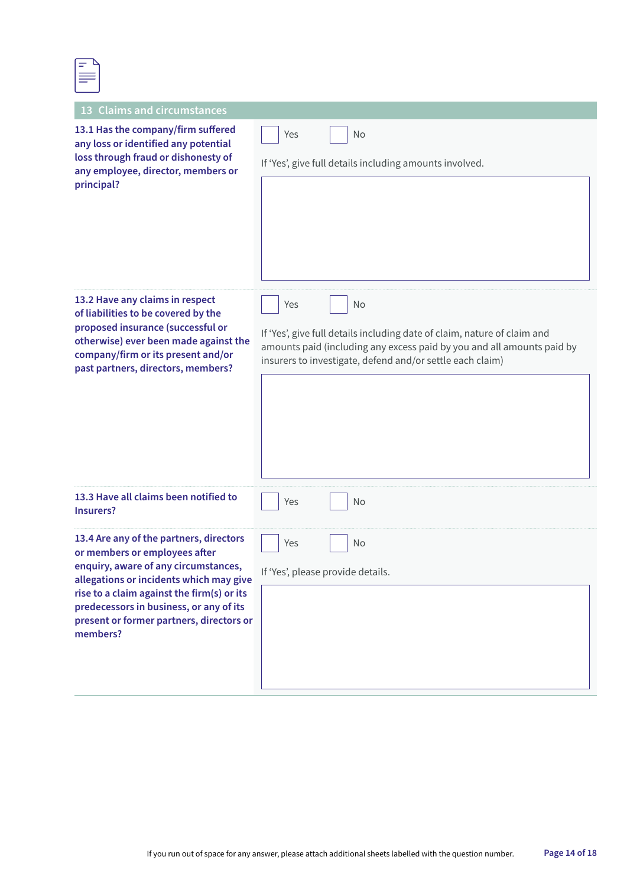## 13 Claims and circumstances

**13.1 Has the company/firm suffered any loss or identified any potential loss through fraud or dishonesty of any employee, director, members or principal?**

☐ Yes ☐ No

If 'Yes', give full details including amounts involved.

**13.2 Have any claims in respect of liabilities to be covered by the proposed insurance (successful or otherwise) ever been made against the company/firm or its present and/or past partners, directors, members?**

☐ Yes ☐ No

If 'Yes', give full details including date of claim, nature of claim and amounts paid (including any excess paid by you and all amounts paid by insurers to investigate, defend and/or settle each claim)

**13.3 Have all claims been notified to Insurers?**

☐ Yes ☐ No

**13.4 Are any of the partners, directors or members or employees after enquiry, aware of any circumstances, allegations or incidents which may give rise to a claim against the firm(s) or its predecessors in business, or any of its present or former partners, directors or members?**

☐ Yes ☐ No

If 'Yes', please provide details.

If you run out of space for any answer, please attach additional sheets labelled with the question number.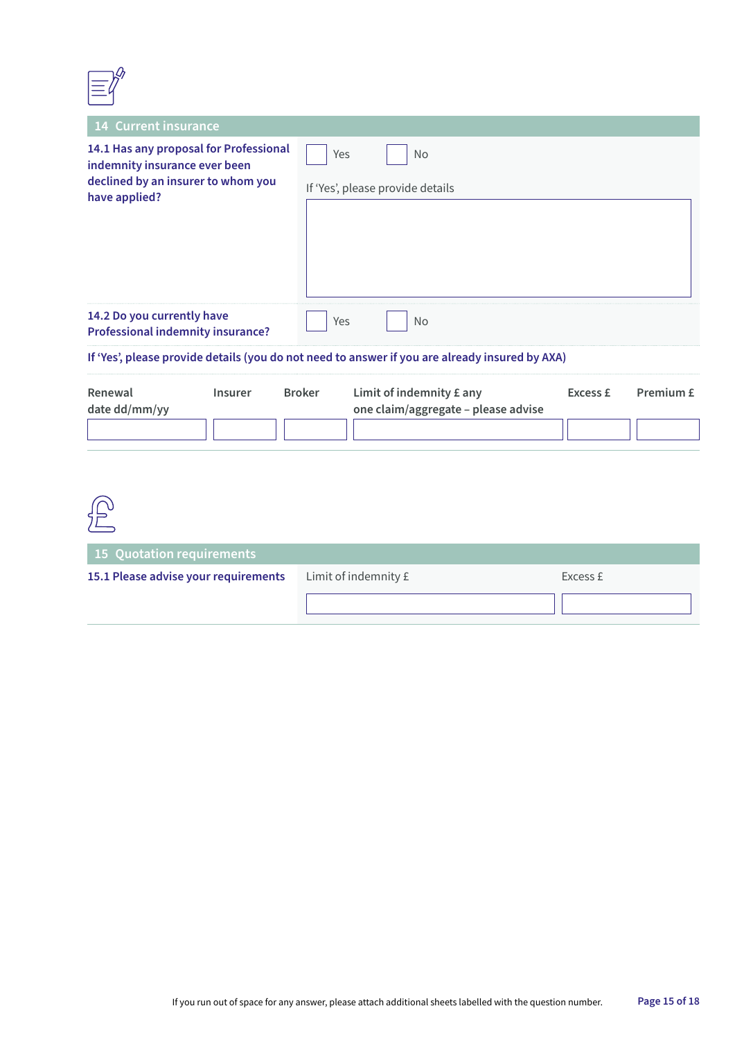## 14 Current insurance

**14.1 Has any proposal for Professional indemnity insurance ever been declined by an insurer to whom you have applied?**

☐ Yes ☐ No

If 'Yes', please provide details

**14.2 Do you currently have Professional indemnity insurance?**

☐ Yes ☐ No

**If 'Yes', please provide details (you do not need to answer if you are already insured by AXA)**

| Renewal date dd/mm/yy | Insurer | Broker | Limit of indemnity £ any one claim/aggregate – please advise | Excess £ | Premium £ |
|---|---|---|---|---|---|
| | | | | | |

## 15 Quotation requirements

**15.1 Please advise your requirements**

| Limit of indemnity £ | Excess £ |
|---|---|
| | |

If you run out of space for any answer, please attach additional sheets labelled with the question number.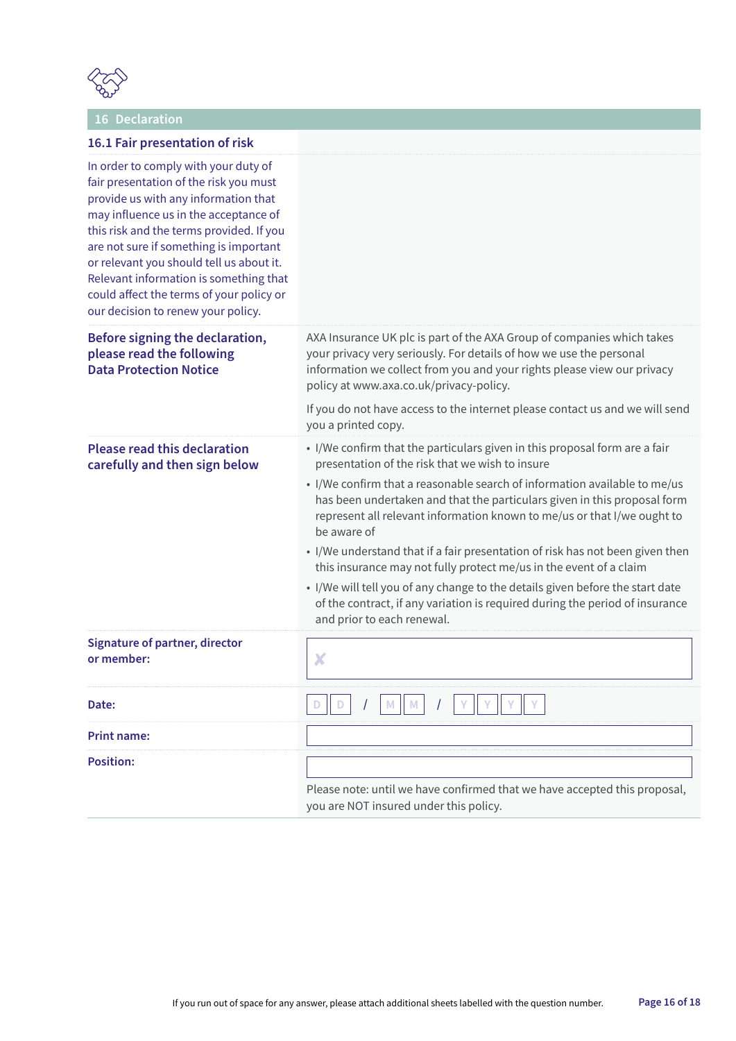## 16 Declaration

### 16.1 Fair presentation of risk

In order to comply with your duty of fair presentation of the risk you must provide us with any information that may influence us in the acceptance of this risk and the terms provided. If you are not sure if something is important or relevant you should tell us about it. Relevant information is something that could affect the terms of your policy or our decision to renew your policy.

**Before signing the declaration, please read the following Data Protection Notice**

AXA Insurance UK plc is part of the AXA Group of companies which takes your privacy very seriously. For details of how we use the personal information we collect from you and your rights please view our privacy policy at www.axa.co.uk/privacy-policy.

If you do not have access to the internet please contact us and we will send you a printed copy.

**Please read this declaration carefully and then sign below**

- I/We confirm that the particulars given in this proposal form are a fair presentation of the risk that we wish to insure
- I/We confirm that a reasonable search of information available to me/us has been undertaken and that the particulars given in this proposal form represent all relevant information known to me/us or that I/we ought to be aware of
- I/We understand that if a fair presentation of risk has not been given then this insurance may not fully protect me/us in the event of a claim
- I/We will tell you of any change to the details given before the start date of the contract, if any variation is required during the period of insurance and prior to each renewal.

| | |
|---|---|
| **Signature of partner, director or member:** | ✘ |
| **Date:** | D D / M M / Y Y Y Y |
| **Print name:** | |
| **Position:** | |

Please note: until we have confirmed that we have accepted this proposal, you are NOT insured under this policy.

If you run out of space for any answer, please attach additional sheets labelled with the question number.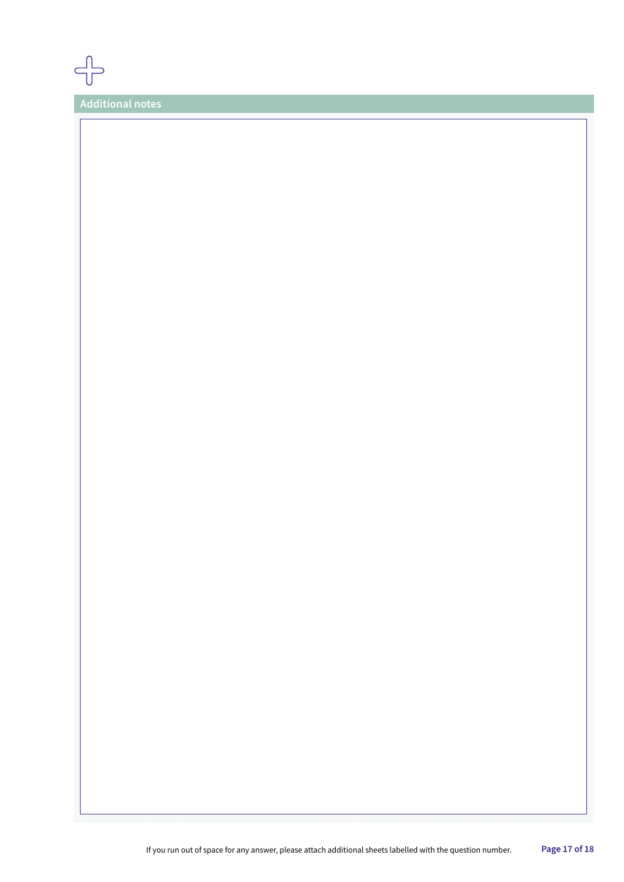## Additional notes

If you run out of space for any answer, please attach additional sheets labelled with the question number.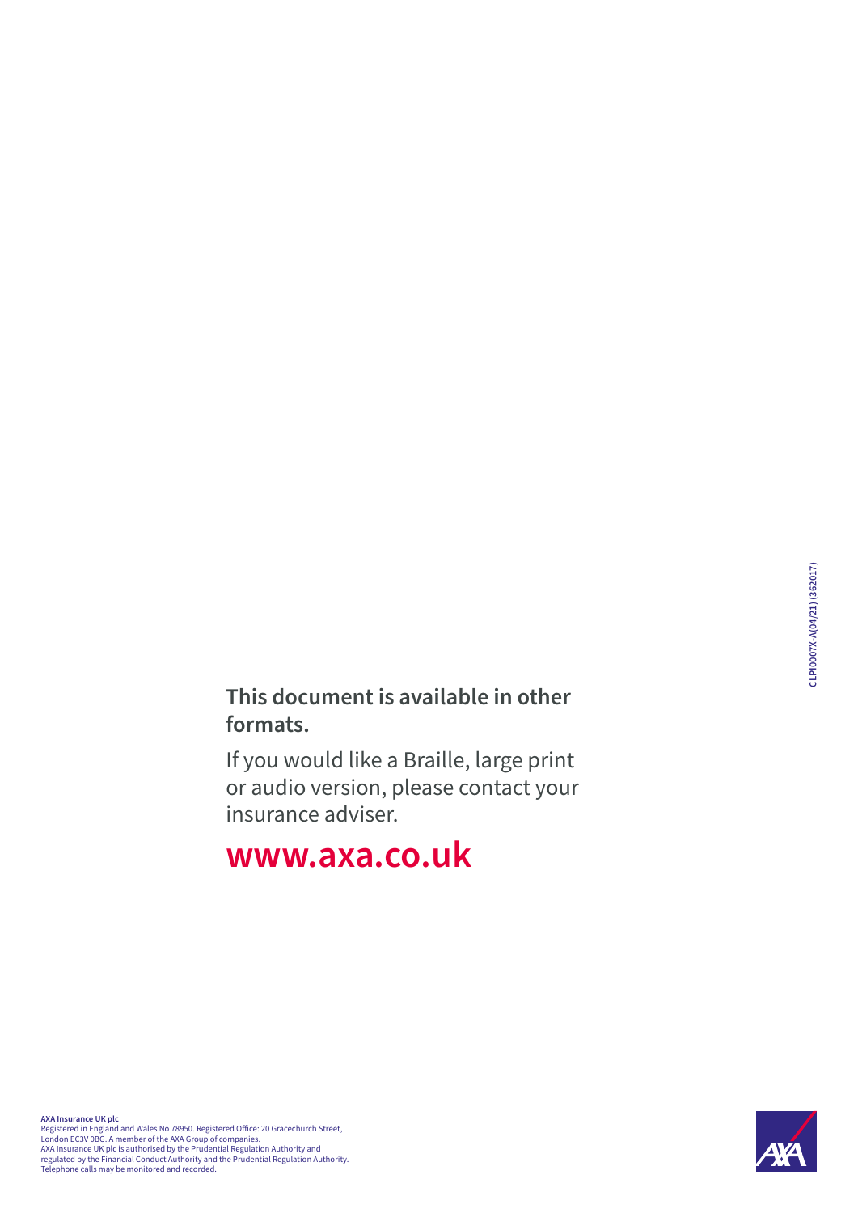CLPI0007X-A(04/21) (362017)

**This document is available in other formats.**

If you would like a Braille, large print or audio version, please contact your insurance adviser.

**www.axa.co.uk**

**AXA Insurance UK plc**
Registered in England and Wales No 78950. Registered Office: 20 Gracechurch Street, London EC3V 0BG. A member of the AXA Group of companies.
AXA Insurance UK plc is authorised by the Prudential Regulation Authority and regulated by the Financial Conduct Authority and the Prudential Regulation Authority.
Telephone calls may be monitored and recorded.